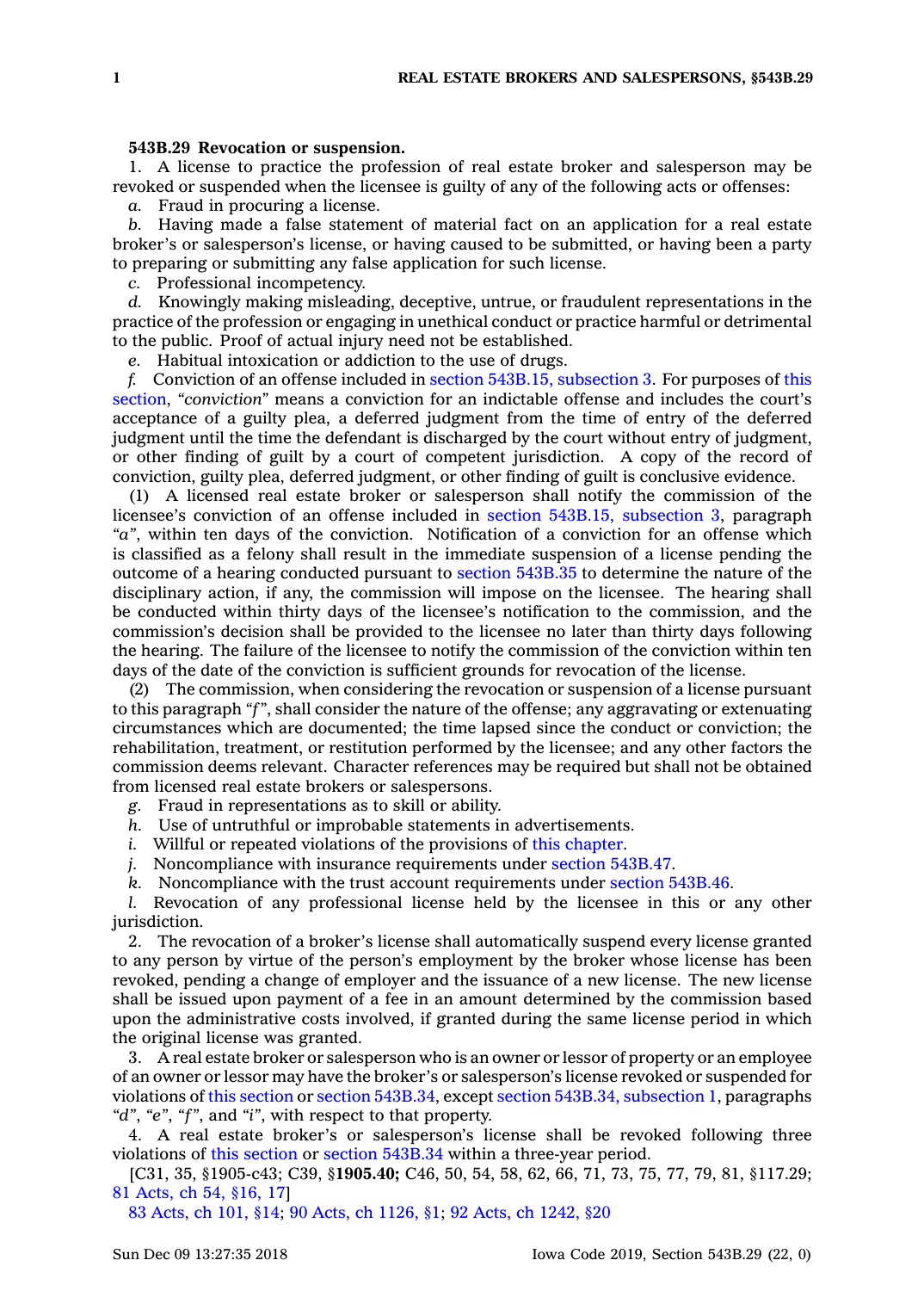**543B.29 Revocation or suspension.**

1. A license to practice the profession of real estate broker and salesperson may be revoked or suspended when the licensee is guilty of any of the following acts or offenses:

*a.* Fraud in procuring a license.

*b.* Having made a false statement of material fact on an application for a real estate broker's or salesperson's license, or having caused to be submitted, or having been a party to preparing or submitting any false application for such license.

*c.* Professional incompetency.

*d.* Knowingly making misleading, deceptive, untrue, or fraudulent representations in the practice of the profession or engaging in unethical conduct or practice harmful or detrimental to the public. Proof of actual injury need not be established.

*e.* Habitual intoxication or addiction to the use of drugs.

*f.* Conviction of an offense included in section 543B.15, subsection 3. For purposes of this section, "*conviction*" means a conviction for an indictable offense and includes the court's acceptance of a guilty plea, a deferred judgment from the time of entry of the deferred judgment until the time the defendant is discharged by the court without entry of judgment, or other finding of guilt by a court of competent jurisdiction. A copy of the record of conviction, guilty plea, deferred judgment, or other finding of guilt is conclusive evidence.

(1) A licensed real estate broker or salesperson shall notify the commission of the licensee's conviction of an offense included in section 543B.15, subsection 3, paragraph "*a*", within ten days of the conviction. Notification of a conviction for an offense which is classified as a felony shall result in the immediate suspension of a license pending the outcome of a hearing conducted pursuant to section 543B.35 to determine the nature of the disciplinary action, if any, the commission will impose on the licensee. The hearing shall be conducted within thirty days of the licensee's notification to the commission, and the commission's decision shall be provided to the licensee no later than thirty days following the hearing. The failure of the licensee to notify the commission of the conviction within ten days of the date of the conviction is sufficient grounds for revocation of the license.

(2) The commission, when considering the revocation or suspension of a license pursuant to this paragraph "*f*", shall consider the nature of the offense; any aggravating or extenuating circumstances which are documented; the time lapsed since the conduct or conviction; the rehabilitation, treatment, or restitution performed by the licensee; and any other factors the commission deems relevant. Character references may be required but shall not be obtained from licensed real estate brokers or salespersons.

*g.* Fraud in representations as to skill or ability.

*h.* Use of untruthful or improbable statements in advertisements.

*i.* Willful or repeated violations of the provisions of this chapter.

*j.* Noncompliance with insurance requirements under section 543B.47.

*k.* Noncompliance with the trust account requirements under section 543B.46.

*l.* Revocation of any professional license held by the licensee in this or any other jurisdiction.

2. The revocation of a broker's license shall automatically suspend every license granted to any person by virtue of the person's employment by the broker whose license has been revoked, pending a change of employer and the issuance of a new license. The new license shall be issued upon payment of a fee in an amount determined by the commission based upon the administrative costs involved, if granted during the same license period in which the original license was granted.

3. A real estate broker or salesperson who is an owner or lessor of property or an employee of an owner or lessor may have the broker's or salesperson's license revoked or suspended for violations of this section or section 543B.34, except section 543B.34, subsection 1, paragraphs "*d*", "*e*", "*f*", and "*i*", with respect to that property.

4. A real estate broker's or salesperson's license shall be revoked following three violations of this section or section 543B.34 within a three-year period.

[C31, 35, §1905-c43; C39, §**1905.40;** C46, 50, 54, 58, 62, 66, 71, 73, 75, 77, 79, 81, §117.29; 81 Acts, ch 54, §16, 17]

83 Acts, ch 101, §14; 90 Acts, ch 1126, §1; 92 Acts, ch 1242, §20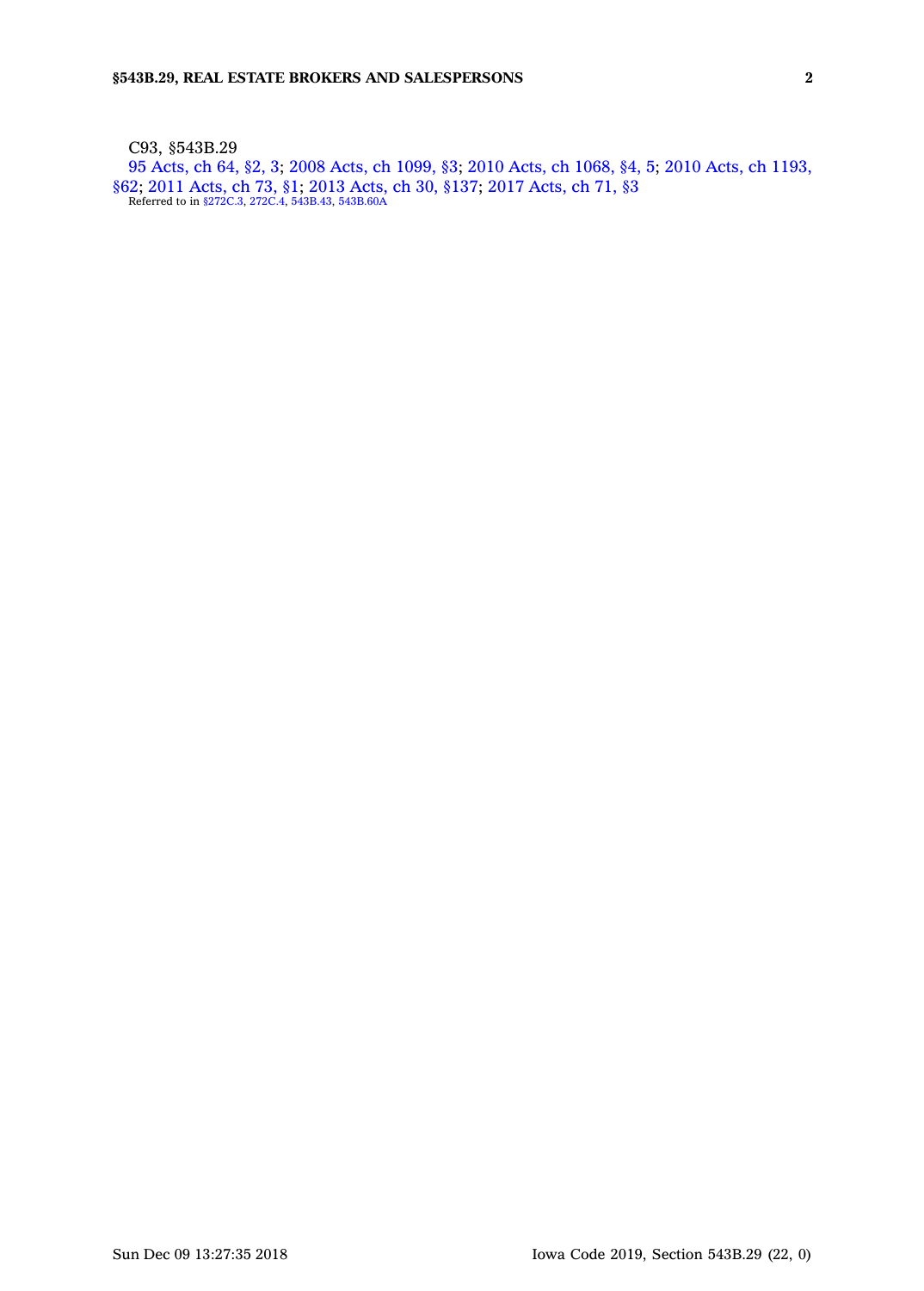C93, §543B.29

95 Acts, ch 64, §2, 3; 2008 Acts, ch 1099, §3; 2010 Acts, ch 1068, §4, 5; 2010 Acts, ch 1193, §62; 2011 Acts, ch 73, §1; 2013 Acts, ch 30, §137; 2017 Acts, ch 71, §3

Referred to in §272C.3, 272C.4, 543B.43, 543B.60A